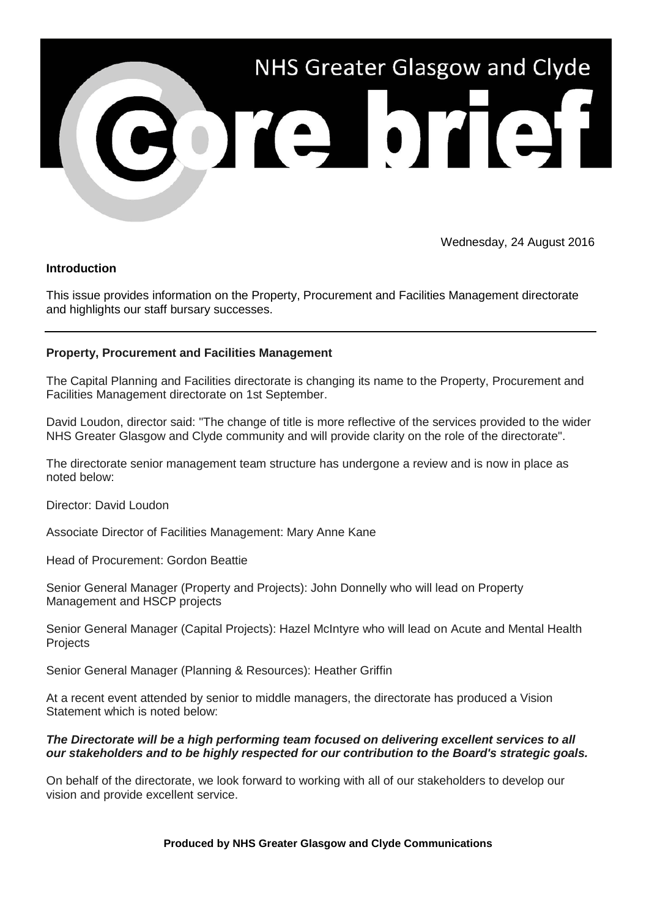# NHS Greater Glasgow and Clyde

# core brief

Wednesday, 24 August 2016

**Introduction**

This issue provides information on the Property, Procurement and Facilities Management directorate and highlights our staff bursary successes.

---

**Property, Procurement and Facilities Management**

The Capital Planning and Facilities directorate is changing its name to the Property, Procurement and Facilities Management directorate on 1st September.

David Loudon, director said: "The change of title is more reflective of the services provided to the wider NHS Greater Glasgow and Clyde community and will provide clarity on the role of the directorate".

The directorate senior management team structure has undergone a review and is now in place as noted below:

Director: David Loudon

Associate Director of Facilities Management: Mary Anne Kane

Head of Procurement: Gordon Beattie

Senior General Manager (Property and Projects): John Donnelly who will lead on Property Management and HSCP projects

Senior General Manager (Capital Projects): Hazel McIntyre who will lead on Acute and Mental Health Projects

Senior General Manager (Planning & Resources): Heather Griffin

At a recent event attended by senior to middle managers, the directorate has produced a Vision Statement which is noted below:

***The Directorate will be a high performing team focused on delivering excellent services to all our stakeholders and to be highly respected for our contribution to the Board's strategic goals.***

On behalf of the directorate, we look forward to working with all of our stakeholders to develop our vision and provide excellent service.

**Produced by NHS Greater Glasgow and Clyde Communications**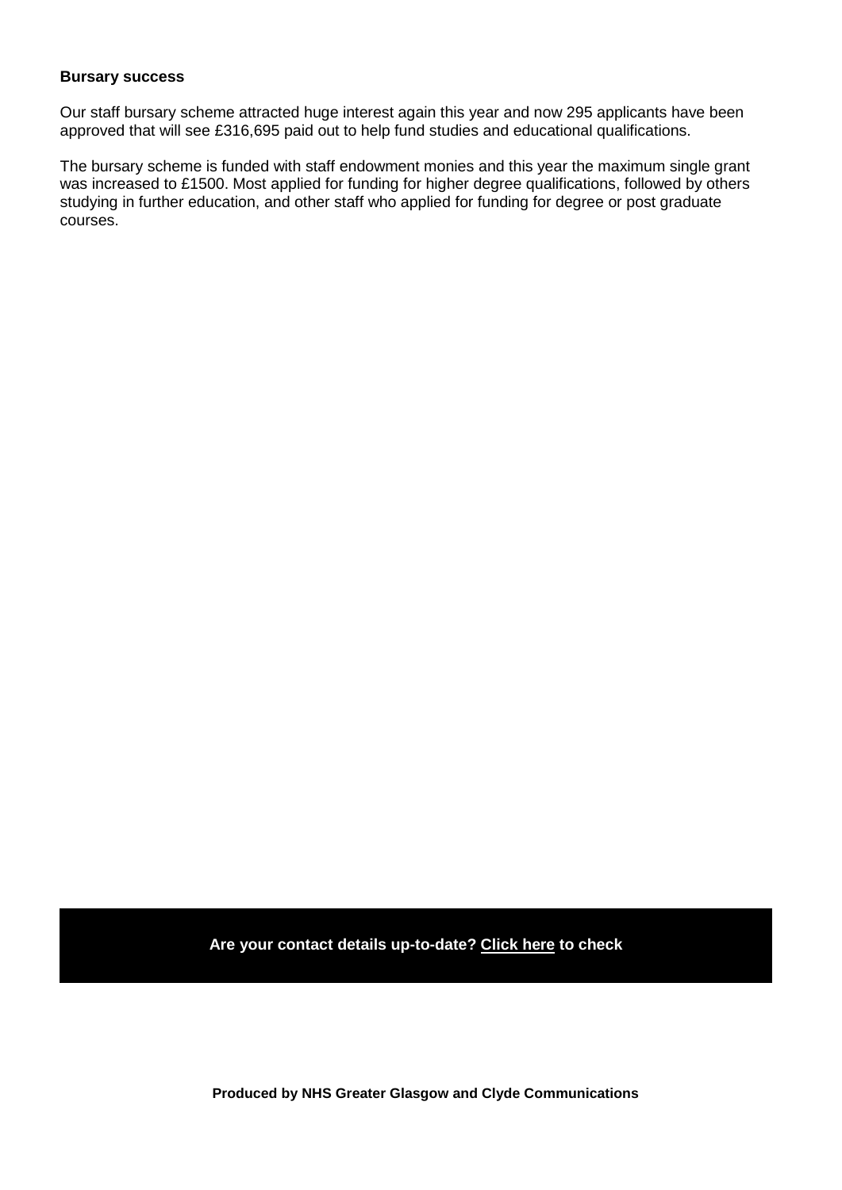**Bursary success**

Our staff bursary scheme attracted huge interest again this year and now 295 applicants have been approved that will see £316,695 paid out to help fund studies and educational qualifications.

The bursary scheme is funded with staff endowment monies and this year the maximum single grant was increased to £1500. Most applied for funding for higher degree qualifications, followed by others studying in further education, and other staff who applied for funding for degree or post graduate courses.

**Are your contact details up-to-date? Click here to check**

**Produced by NHS Greater Glasgow and Clyde Communications**